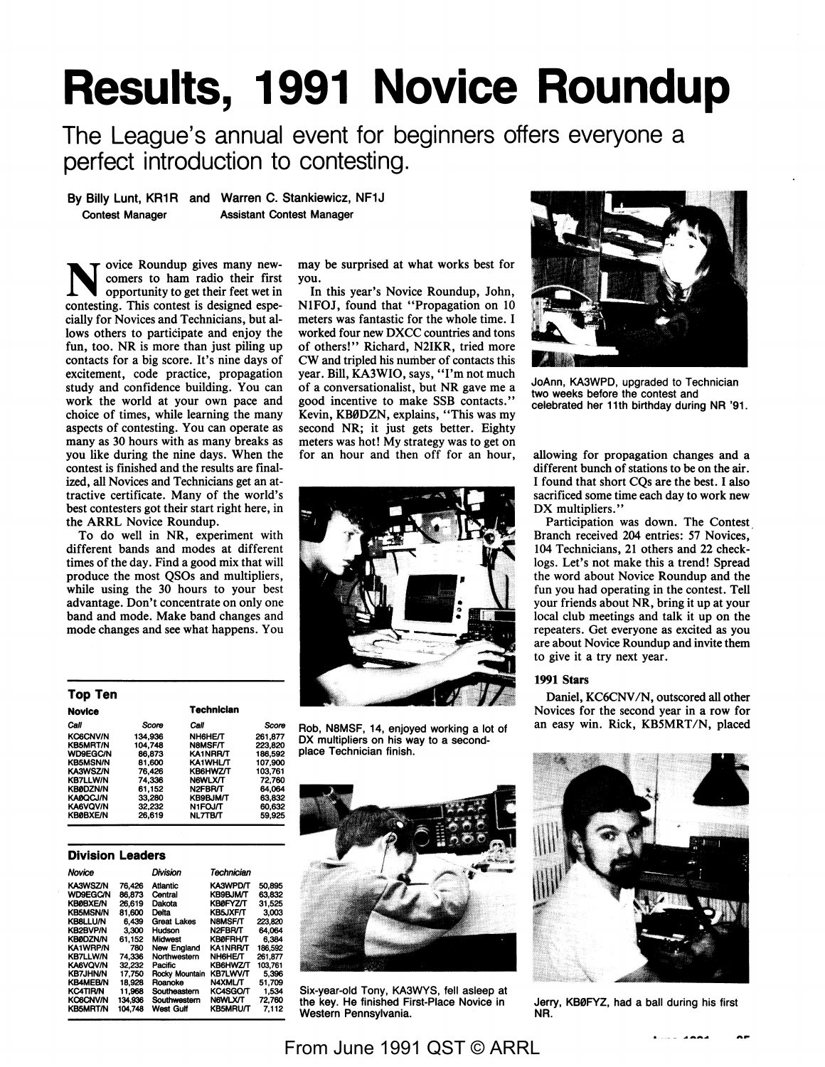# Results, 1991 Novice Roundup

The League's annual event for beginners offers everyone a perfect introduction to contesting.

**By Billy Lunt, KR1R** Contest Manager **and Warren C. Stankiewicz, NF1J** Assistant Contest Manager

Novice Roundup gives many newcomers to ham radio their first opportunity to get their feet wet in contesting. This contest is designed especially for Novices and Technicians, but allows others to participate and enjoy the fun, too. NR is more than just piling up contacts for a big score. It's nine days of excitement, code practice, propagation study and confidence building. You can work the world at your own pace and choice of times, while learning the many aspects of contesting. You can operate as many as 30 hours with as many breaks as you like during the nine days. When the contest is finished and the results are finalized, all Novices and Technicians get an attractive certificate. Many of the world's best contesters got their start right here, in the ARRL Novice Roundup.

To do well in NR, experiment with different bands and modes at different times of the day. Find a good mix that will produce the most QSOs and multipliers, while using the 30 hours to your best advantage. Don't concentrate on only one band and mode. Make band changes and mode changes and see what happens. You may be surprised at what works best for you.

In this year's Novice Roundup, John, N1FOJ, found that "Propagation on 10 meters was fantastic for the whole time. I worked four new DXCC countries and tons of others!" Richard, N2IKR, tried more CW and tripled his number of contacts this year. Bill, KA3WIO, says, "I'm not much of a conversationalist, but NR gave me a good incentive to make SSB contacts." Kevin, KB0DZN, explains, "This was my second NR; it just gets better. Eighty meters was hot! My strategy was to get on for an hour and then off for an hour, allowing for propagation changes and a different bunch of stations to be on the air. I found that short CQs are the best. I also sacrificed some time each day to work new DX multipliers."

Participation was down. The Contest Branch received 204 entries: 57 Novices, 104 Technicians, 21 others and 22 checklogs. Let's not make this a trend! Spread the word about Novice Roundup and the fun you had operating in the contest. Tell your friends about NR, bring it up at your local club meetings and talk it up on the repeaters. Get everyone as excited as you are about Novice Roundup and invite them to give it a try next year.

JoAnn, KA3WPD, upgraded to Technician two weeks before the contest and celebrated her 11th birthday during NR '91.

Rob, N8MSF, 14, enjoyed working a lot of DX multipliers on his way to a second-place Technician finish.

Six-year-old Tony, KA3WYS, fell asleep at the key. He finished First-Place Novice in Western Pennsylvania.

Jerry, KB0FYZ, had a ball during his first NR.

### Top Ten

| Novice Call | Score | Technician Call | Score |
|---|---|---|---|
| KC6CNV/N | 134,936 | NH6HE/T | 261,877 |
| KB5MRT/N | 104,748 | N8MSF/T | 223,820 |
| WD9EGC/N | 86,873 | KA1NRR/T | 186,592 |
| KB5MSN/N | 81,600 | KA1WHL/T | 107,900 |
| KA3WSZ/N | 76,426 | KB6HWZ/T | 103,761 |
| KB7LLW/N | 74,336 | N6WLX/T | 72,760 |
| KB0DZN/N | 61,152 | N2FBR/T | 64,064 |
| KA0QCJ/N | 33,280 | KB9BJM/T | 63,832 |
| KA6VQV/N | 32,232 | N1FOJ/T | 60,632 |
| KB0BXE/N | 26,619 | NL7TB/T | 59,925 |

### Division Leaders

| Novice | | Division | Technician | |
|---|---|---|---|---|
| KA3WSZ/N | 76,426 | Atlantic | KA3WPD/T | 50,895 |
| WD9EGC/N | 86,873 | Central | KB9BJM/T | 63,832 |
| KB0BXE/N | 26,619 | Dakota | KB0FYZ/T | 31,525 |
| KB5MSN/N | 81,600 | Delta | KB5JXF/T | 3,003 |
| KB8LLU/N | 6,439 | Great Lakes | N8MSF/T | 223,820 |
| KB2BVP/N | 3,300 | Hudson | N2FBR/T | 64,064 |
| KB0DZN/N | 61,152 | Midwest | KB0FRH/T | 6,384 |
| KA1WRP/N | 780 | New England | KA1NRR/T | 186,592 |
| KB7LLW/N | 74,336 | Northwestern | NH6HE/T | 261,877 |
| KA6VQV/N | 32,232 | Pacific | KB6HWZ/T | 103,761 |
| KB7JHN/N | 17,750 | Rocky Mountain | KB7LWV/T | 5,396 |
| KB4MEB/N | 18,928 | Roanoke | N4XML/T | 51,709 |
| KC4TIR/N | 11,968 | Southeastern | KC4SGO/T | 1,534 |
| KC6CNV/N | 134,936 | Southwestern | N6WLX/T | 72,760 |
| KB5MRT/N | 104,748 | West Gulf | KB5MRU/T | 7,112 |

### 1991 Stars

Daniel, KC6CNV/N, outscored all other Novices for the second year in a row for an easy win. Rick, KB5MRT/N, placed

From June 1991 QST © ARRL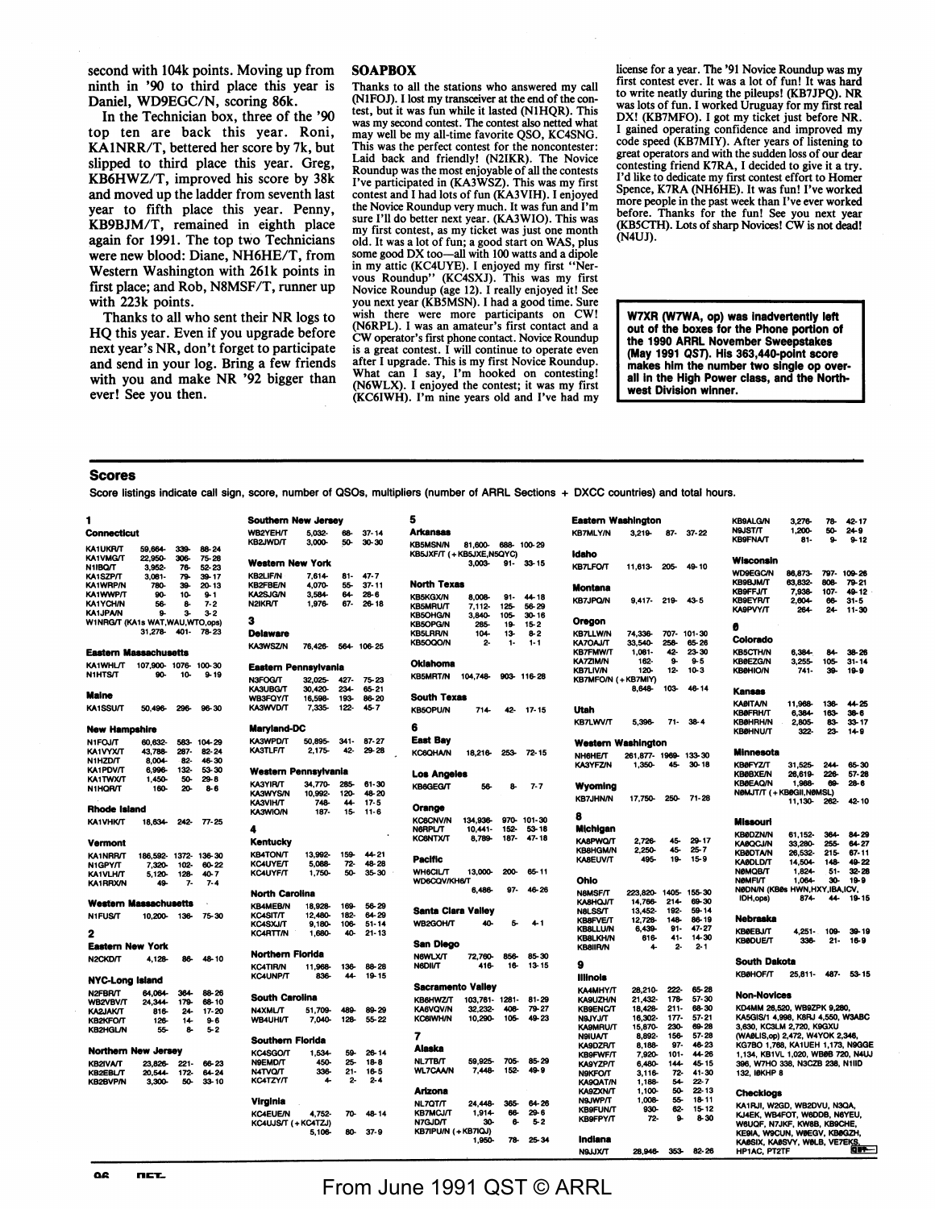second with 104k points. Moving up from ninth in '90 to third place this year is Daniel, WD9EGC/N, scoring 86k.

In the Technician box, three of the '90 top ten are back this year. Roni, KA1NRR/T, bettered her score by 7k, but slipped to third place this year. Greg, KB6HWZ/T, improved his score by 38k and moved up the ladder from seventh last year to fifth place this year. Penny, KB9BJM/T, remained in eighth place again for 1991. The top two Technicians were new blood: Diane, NH6HE/T, from Western Washington with 261k points in first place; and Rob, N8MSF/T, runner up with 223k points.

Thanks to all who sent their NR logs to HQ this year. Even if you upgrade before next year's NR, don't forget to participate and send in your log. Bring a few friends with you and make NR '92 bigger than ever! See you then.

## SOAPBOX

Thanks to all the stations who answered my call (N1FOJ). I lost my transceiver at the end of the contest, but it was fun while it lasted (N1HQR). This was my second contest. The contest also netted what may well be my all-time favorite QSO, KC4SNG. This was the perfect contest for the noncontester: Laid back and friendly! (N2IKR). The Novice Roundup was the most enjoyable of all the contests I've participated in (KA3WSZ). This was my first contest and I had lots of fun (KA3VIH). I enjoyed the Novice Roundup very much. It was fun and I'm sure I'll do better next year. (KA3WIO). This was my first contest, as my ticket was just one month old. It was a lot of fun; a good start on WAS, plus some good DX too—all with 100 watts and a dipole in my attic (KC4UYE). I enjoyed my first "Nervous Roundup" (KC4SXJ). This was my first Novice Roundup (age 12). I really enjoyed it! See you next year (KB5MSN). I had a good time. Sure wish there were more participants on CW! (N6RPL). I was an amateur's first contact and a CW operator's first phone contact. Novice Roundup is a great contest. I will continue to operate even after I upgrade. This is my first Novice Roundup. What can I say, I'm hooked on contesting! (N6WLX). I enjoyed the contest; it was my first (KC6IWH). I'm nine years old and I've had my license for a year. The '91 Novice Roundup was my first contest ever. It was a lot of fun! It was hard to write neatly during the pileups! (KB7JPQ). NR was lots of fun. I worked Uruguay for my first real DX! (KB7MFO). I got my ticket just before NR. I gained operating confidence and improved my code speed (KB7MIY). After years of listening to great operators and with the sudden loss of our dear contesting friend K7RA, I decided to give it a try. I'd like to dedicate my first contest effort to Homer Spence, K7RA (NH6HE). It was fun! I've worked more people in the past week than I've ever worked before. Thanks for the fun! See you next year (KB5CTH). Lots of sharp Novices! CW is not dead! (N4UJ).

**W7XR (W7WA, op) was inadvertently left out of the boxes for the Phone portion of the 1990 ARRL November Sweepstakes (May 1991 QST). His 363,440-point score makes him the number two single op overall in the High Power class, and the Northwest Division winner.**

## Scores

Score listings indicate call sign, score, number of QSOs, multipliers (number of ARRL Sections + DXCC countries) and total hours.

### 1

**Connecticut**

| | | | | |
|---|---|---|---|---|
| KA1UKR/T | 59,664- | 339- | 88-24 | |
| KA1VMG/T | 22,950- | 306- | 75-28 | |
| N1IBQ/T | 3,952- | 76- | 52-23 | |
| KA1SZP/T | 3,081- | 79- | 39-17 | |
| KA1WRP/N | 780- | 39- | 20-13 | |
| KA1WWP/T | 90- | 10- | 9-1 | |
| KA1YCH/N | 56- | 8- | 7-2 | |
| KA1JPA/N | 9- | 3- | 3-2 | |

W1NRG/T (KA1s WAT,WAU,WTO,ops) 31,278- 401- 78-23

**Eastern Massachusetts**

| | | | |
|---|---|---|---|
| KA1WHL/T | 107,900- | 1076- | 100-30 |
| N1HTS/T | 90- | 10- | 9-19 |

**Maine**

| | | | |
|---|---|---|---|
| KA1SSU/T | 50,496- | 296- | 96-30 |

**New Hampshire**

| | | | |
|---|---|---|---|
| N1FOJ/T | 60,632- | 583- | 104-29 |
| KA1VYX/T | 43,788- | 287- | 82-24 |
| N1HZD/T | 8,004- | 82- | 46-30 |
| KA1PDV/T | 6,996- | 132- | 53-30 |
| KA1TWX/T | 1,450- | 50- | 29-8 |
| N1HQR/T | 160- | 20- | 8-6 |

**Rhode Island**

| | | | |
|---|---|---|---|
| KA1VHK/T | 18,634- | 242- | 77-25 |

**Vermont**

| | | | |
|---|---|---|---|
| KA1NRR/T | 186,592- | 1372- | 136-30 |
| N1GPY/T | 7,320- | 102- | 60-22 |
| KA1VLH/T | 5,120- | 128- | 40-7 |
| KA1RRX/N | 49- | 7- | 7-4 |

**Western Massachusetts**

| | | | |
|---|---|---|---|
| N1FUS/T | 10,200- | 136- | 75-30 |

### 2

**Eastern New York**

| | | | |
|---|---|---|---|
| N2CKD/T | 4,128- | 86- | 48-10 |

**NYC-Long Island**

| | | | |
|---|---|---|---|
| N2FBR/T | 64,064- | 364- | 88-26 |
| WB2VBV/T | 24,344- | 179- | 68-10 |
| KA2JAK/T | 816- | 24- | 17-20 |
| KB2KFO/T | 126- | 14- | 9-6 |
| KB2HGL/N | 55- | 8- | 5-2 |

**Northern New Jersey**

| | | | |
|---|---|---|---|
| KB2IVA/T | 23,826- | 221- | 66-23 |
| KB2EBL/T | 20,544- | 172- | 64-24 |
| KB2BVP/N | 3,300- | 50- | 33-10 |

**Southern New Jersey**

| | | | |
|---|---|---|---|
| WB2YEH/T | 5,032- | 68- | 37-14 |
| KB2JWD/T | 3,000- | 50- | 30-30 |

**Western New York**

| | | | |
|---|---|---|---|
| KB2LIF/N | 7,614- | 81- | 47-7 |
| KB2FBE/N | 4,070- | 55- | 37-11 |
| KA2SJG/N | 3,584- | 64- | 28-6 |
| N2IKR/T | 1,976- | 67- | 26-18 |

### 3

**Delaware**

| | | | |
|---|---|---|---|
| KA3WSZ/N | 76,426- | 564- | 106-25 |

**Eastern Pennsylvania**

| | | | |
|---|---|---|---|
| N3FOG/T | 32,025- | 427- | 75-23 |
| KA3UBG/T | 30,420- | 234- | 65-21 |
| WB3FQY/T | 16,598- | 193- | 86-20 |
| KA3WVD/T | 7,335- | 122- | 45-7 |

**Maryland-DC**

| | | | |
|---|---|---|---|
| KA3WPD/T | 50,895- | 341- | 87-27 |
| KA3TLF/T | 2,175- | 42- | 29-28 |

**Western Pennsylvania**

| | | | |
|---|---|---|---|
| KA3YIR/T | 34,770- | 285- | 61-30 |
| KA3WYS/N | 10,992- | 120- | 48-20 |
| KA3VIH/T | 748- | 44- | 17-5 |
| KA3WIO/N | 187- | 15- | 11-6 |

### 4

**Kentucky**

| | | | |
|---|---|---|---|
| KB4TON/T | 13,992- | 159- | 44-21 |
| KC4UYE/T | 5,088- | 72- | 48-28 |
| KC4UYF/T | 1,750- | 50- | 35-30 |

**North Carolina**

| | | | |
|---|---|---|---|
| KB4MEB/N | 18,928- | 169- | 56-29 |
| KC4SIT/T | 12,480- | 182- | 64-29 |
| KC4SXJ/T | 9,180- | 106- | 51-14 |
| KC4RTT/N | 1,680- | 40- | 21-13 |

**Northern Florida**

| | | | |
|---|---|---|---|
| KC4TIR/N | 11,968- | 136- | 88-28 |
| KC4UNP/T | 836- | 44- | 19-15 |

**South Carolina**

| | | | |
|---|---|---|---|
| N4XML/T | 51,709- | 489- | 89-29 |
| WB4UHI/T | 7,040- | 128- | 55-22 |

**Southern Florida**

| | | | |
|---|---|---|---|
| KC4SGO/T | 1,534- | 59- | 26-14 |
| N9EMD/T | 450- | 25- | 18-8 |
| N4TVQ/T | 336- | 21- | 16-5 |
| KC4TZY/T | 4- | 2- | 2-4 |

**Virginia**

| | | | |
|---|---|---|---|
| KC4EUE/N | 4,752- | 70- | 48-14 |

KC4UJS/T (+KC4TZJ) 5,106- 80- 37-9

### 5

**Arkansas**

| | | | |
|---|---|---|---|
| KB5MSN/N | 81,600- | 688- | 100-29 |

KB5JXF/T (+KB5JXE,N5QYC) 3,003- 91- 33-15

**North Texas**

| | | | |
|---|---|---|---|
| KB5KGX/N | 8,008- | 91- | 44-18 |
| KB5MRU/T | 7,112- | 125- | 56-29 |
| KB5OHG/N | 3,840- | 105- | 30-16 |
| KB5OPG/N | 285- | 19- | 15-2 |
| KB5LRR/N | 104- | 13- | 8-2 |
| KB5OQO/N | 2- | 1- | 1-1 |

**Oklahoma**

| | | | |
|---|---|---|---|
| KB5MRT/N | 104,748- | 903- | 116-28 |

**South Texas**

| | | | |
|---|---|---|---|
| KB5OPU/N | 714- | 42- | 17-15 |

### 6

**East Bay**

| | | | |
|---|---|---|---|
| KC6QHA/N | 18,216- | 253- | 72-15 |

**Los Angeles**

| | | | |
|---|---|---|---|
| KB6GEG/T | 56- | 8- | 7-7 |

**Orange**

| | | | |
|---|---|---|---|
| KC6CNV/N | 134,936- | 970- | 101-30 |
| N6RPL/T | 10,441- | 152- | 53-18 |
| KC6NTX/T | 8,789- | 187- | 47-18 |

**Pacific**

| | | | |
|---|---|---|---|
| WH6CIL/T | 13,000- | 200- | 65-11 |

WD6CQV/KH6/T 6,486- 97- 46-26

**Santa Clara Valley**

| | | | |
|---|---|---|---|
| WB2GOH/T | 40- | 5- | 4-1 |

**San Diego**

| | | | |
|---|---|---|---|
| N6WLX/T | 72,760- | 856- | 85-30 |
| N6DII/T | 416- | 16- | 13-15 |

**Sacramento Valley**

| | | | |
|---|---|---|---|
| KB6HWZ/T | 103,761- | 1281- | 81-29 |
| KA6VQV/N | 32,232- | 408- | 79-27 |
| KC6IWH/N | 10,290- | 105- | 49-23 |

### 7

**Alaska**

| | | | |
|---|---|---|---|
| NL7TB/T | 59,925- | 705- | 85-29 |
| WL7CAA/N | 7,448- | 152- | 49-9 |

**Arizona**

| | | | |
|---|---|---|---|
| NL7QT/T | 24,448- | 365- | 64-26 |
| KB7MCJ/T | 1,914- | 66- | 29-6 |
| N7GJD/T | 30- | 6- | 5-2 |

KB7IPU/N (+KB7IQJ) 1,950- 78- 25-34

**Eastern Washington**

| | | | |
|---|---|---|---|
| KB7MLY/N | 3,219- | 87- | 37-22 |

**Idaho**

| | | | |
|---|---|---|---|
| KB7LFO/T | 11,613- | 205- | 49-10 |

**Montana**

| | | | |
|---|---|---|---|
| KB7JPQ/N | 9,417- | 219- | 43-5 |

**Oregon**

| | | | |
|---|---|---|---|
| KB7LLW/N | 74,336- | 707- | 101-30 |
| KA7OAJ/T | 33,540- | 258- | 65-26 |
| KB7FMW/T | 1,081- | 42- | 23-30 |
| KA7ZIM/N | 162- | 9- | 9-5 |
| KB7LIV/N | 120- | 12- | 10-3 |

KB7MFO/N (+KB7MIY) 8,648- 103- 46-14

**Utah**

| | | | |
|---|---|---|---|
| KB7LWV/T | 5,396- | 71- | 38-4 |

**Western Washington**

| | | | |
|---|---|---|---|
| NH6HE/T | 261,877- | 1969- | 133-30 |
| KA3YFZ/N | 1,350- | 45- | 30-18 |

**Wyoming**

| | | | |
|---|---|---|---|
| KB7JHN/N | 17,750- | 250- | 71-28 |

### 8

**Michigan**

| | | | |
|---|---|---|---|
| KA8PWQ/T | 2,726- | 45- | 29-17 |
| KB8HGM/N | 2,250- | 45- | 25-7 |
| KA8EUV/T | 495- | 19- | 15-9 |

**Ohio**

| | | | |
|---|---|---|---|
| N8MSF/T | 223,820- | 1405- | 155-30 |
| KA8HQJ/T | 14,766- | 214- | 69-30 |
| N8LSS/T | 13,452- | 192- | 59-14 |
| KB8FVE/T | 12,728- | 148- | 86-19 |
| KB8LLU/N | 6,439- | 91- | 47-27 |
| KB8LKH/N | 616- | 41- | 14-30 |
| KB8IIR/N | 4- | 2- | 2-1 |

### 9

**Illinois**

| | | | |
|---|---|---|---|
| KA4MHY/T | 28,210- | 222- | 65-28 |
| KA9UZH/N | 21,432- | 178- | 57-30 |
| KB9ENC/T | 18,428- | 211- | 68-30 |
| N9JYJ/T | 16,302- | 177- | 57-21 |
| KA9MRU/T | 15,870- | 230- | 69-28 |
| N9IUA/T | 8,892- | 156- | 57-28 |
| KA9DZR/T | 8,188- | 97- | 46-23 |
| KB9FWF/T | 7,920- | 101- | 44-26 |
| KA9YZP/T | 6,480- | 144- | 45-15 |
| N9KFO/T | 3,116- | 72- | 41-30 |
| KA9QAT/N | 1,188- | 54- | 22-7 |
| KA9ZXN/T | 1,100- | 50- | 22-13 |
| N9JWP/T | 1,008- | 55- | 18-11 |
| KB9FUN/T | 930- | 62- | 15-12 |
| KB9FPY/T | 72- | 9- | 8-30 |

**Indiana**

| | | | |
|---|---|---|---|
| N9JJX/T | 28,946- | 353- | 82-26 |
| KB9ALG/N | 3,276- | 78- | 42-17 |
| N9JST/T | 1,200- | 50- | 24-9 |
| KB9FNA/T | 81- | 9- | 9-12 |

**Wisconsin**

| | | | |
|---|---|---|---|
| WD9EGC/N | 86,873- | 797- | 109-26 |
| KB9BJM/T | 63,832- | 808- | 79-21 |
| KB9FFJ/T | 7,938- | 107- | 49-12 |
| KB9EYR/T | 2,604- | 66- | 31-5 |
| KA9PVY/T | 264- | 24- | 11-30 |

### Ø

**Colorado**

| | | | |
|---|---|---|---|
| KB5CTH/N | 6,384- | 84- | 38-26 |
| KBØEZG/N | 3,255- | 105- | 31-14 |
| KBØHIO/N | 741- | 39- | 19-9 |

**Kansas**

| | | | |
|---|---|---|---|
| KAØITA/N | 11,968- | 136- | 44-25 |
| KBØFRH/T | 6,384- | 163- | 36-6 |
| KBØHRH/N | 2,805- | 83- | 33-17 |
| KBØHNU/T | 322- | 23- | 14-9 |

**Minnesota**

| | | | |
|---|---|---|---|
| KBØFYZ/T | 31,525- | 244- | 65-30 |
| KBØBXE/N | 26,619- | 226- | 57-28 |
| KBØEAQ/N | 1,988- | 69- | 28-6 |

NØMJT/T (+KBØGII,NØMSL) 11,130- 262- 42-10

**Missouri**

| | | | |
|---|---|---|---|
| KBØDZN/N | 61,152- | 364- | 84-29 |
| KAØQCJ/N | 33,280- | 255- | 64-27 |
| KBØDTA/N | 26,532- | 215- | 67-11 |
| KAØDLD/T | 14,504- | 148- | 49-22 |
| NØMQB/T | 1,824- | 51- | 32-28 |
| NØMFI/T | 1,064- | 30- | 19-9 |

NØDN/N (KBØs HWN,HXY,IBA,ICV, IDH,ops) 874- 44- 19-15

**Nebraska**

| | | | |
|---|---|---|---|
| KBØEBJ/T | 4,251- | 109- | 39-19 |
| KBØDUE/T | 336- | 21- | 16-9 |

**South Dakota**

| | | | |
|---|---|---|---|
| KBØHOF/T | 25,811- | 487- | 53-15 |

**Non-Novices**

KD4MM 26,520, WB9ZPK 9,280, KA5GIS/1 4,998, K8FJ 4,550, W3ABC 3,630, KC3LM 2,720, K9GXU (WAØLIS,op) 2,472, W4YOK 2,346, KG7BO 1,768, KA1EUH 1,173, N9GGE 1,134, KB1VL 1,020, WB8B 720, N4UJ 396, W7HO 336, N3CZB 238, N1IID 132, I8KHP 8

**Checklogs**

KA1RJI, W2GD, WB2DVU, N3OA, KJ4EK, WB4FOT, W6DDB, N6YEU, W6UQF, N7JKF, KW6B, KB9CHE, KE9IA, W9CUN, WØEGV, KBØGZH, KAØSIX, KA8SVY, WØLB, VE7EKS, HP1AC, PT2TF

From June 1991 QST © ARRL